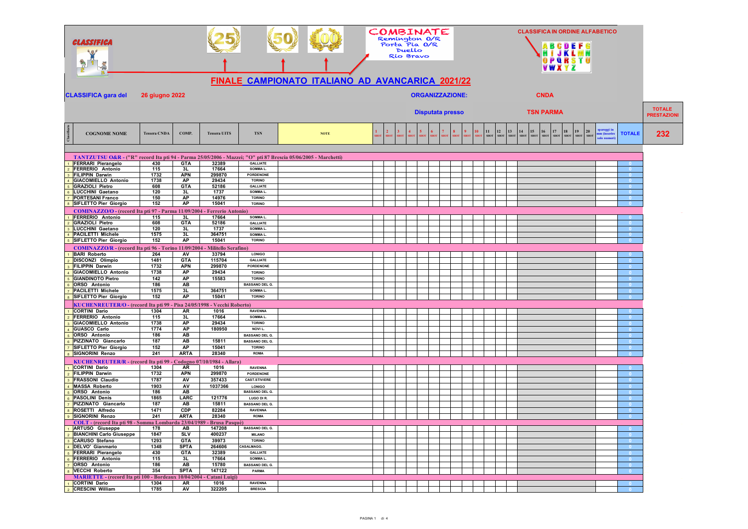# CLASSIFICA

COMBINATE
Remington O/R
Porta Pia O/R
Duello
Rio Bravo

CLASSIFICA IN ORDINE ALFABETICO

## FINALE CAMPIONATO ITALIANO AD AVANCARICA 2021/22

**CLASSIFICA gara del** 26 giugno 2022

**ORGANIZZAZIONE:** CNDA

**Disputata presso** TSN PARMA

**TOTALE PRESTAZIONI** 232

| Classifica | COGNOME NOME | Tessera CNDA | COMP. | Tessera UITS | TSN | NOTE | 1 SHOT | 2 SHOT | 3 SHOT | 4 SHOT | 5 SHOT | 6 SHOT | 7 SHOT | 8 SHOT | 9 SHOT | 10 SHOT | 11 SHOT | 12 SHOT | 13 SHOT | 14 SHOT | 15 SHOT | 16 SHOT | 17 SHOT | 18 SHOT | 19 SHOT | 20 SHOT | spareggi in mm (inserire solo numeri) | TOTALE |
|---|---|---|---|---|---|---|---|---|---|---|---|---|---|---|---|---|---|---|---|---|---|---|---|---|---|---|---|---|
| | **TANTZUTSU O&R - ("R" record Ita pti 94 - Parma 25/05/2006 - Mazzei; "O" pti 87 Brescia 05/06/2005 - Marchetti)** | | | | | | | | | | | | | | | | | | | | | | | | | | | |
| 1 | FERRARI Pierangelo | 430 | GTA | 32389 | GALLIATE | | | | | | | | | | | | | | | | | | | | | | | 0 |
| 2 | FERRERIO Antonio | 115 | 3L | 17664 | SOMMA L. | | | | | | | | | | | | | | | | | | | | | | | 0 |
| 3 | FILIPPIN Darwin | 1732 | APN | 299870 | PORDENONE | | | | | | | | | | | | | | | | | | | | | | | 0 |
| 4 | GIACOMIELLO Antonio | 1738 | AP | 29434 | TORINO | | | | | | | | | | | | | | | | | | | | | | | 0 |
| 5 | GRAZIOLI Pietro | 608 | GTA | 52186 | GALLIATE | | | | | | | | | | | | | | | | | | | | | | | 0 |
| 6 | LUCCHINI Gaetano | 120 | 3L | 1737 | SOMMA L. | | | | | | | | | | | | | | | | | | | | | | | 0 |
| 7 | PORTESANI Franco | 150 | AP | 14976 | TORINO | | | | | | | | | | | | | | | | | | | | | | | 0 |
| 8 | SIFLETTO Pier Giorgio | 152 | AP | 15041 | TORINO | | | | | | | | | | | | | | | | | | | | | | | 0 |
| | **COMINAZZO/O - (record Ita pti 97 - Parma 11/09/2004 - Ferrerio Antonio)** | | | | | | | | | | | | | | | | | | | | | | | | | | | |
| 1 | FERRERIO Antonio | 115 | 3L | 17664 | SOMMA L. | | | | | | | | | | | | | | | | | | | | | | | 0 |
| 2 | GRAZIOLI Pietro | 608 | GTA | 52186 | GALLIATE | | | | | | | | | | | | | | | | | | | | | | | 0 |
| 3 | LUCCHINI Gaetano | 120 | 3L | 1737 | SOMMA L. | | | | | | | | | | | | | | | | | | | | | | | 0 |
| 4 | PACILETTI Michele | 1575 | 3L | 364751 | SOMMA L. | | | | | | | | | | | | | | | | | | | | | | | 0 |
| 5 | SIFLETTO Pier Giorgio | 152 | AP | 15041 | TORINO | | | | | | | | | | | | | | | | | | | | | | | 0 |
| | **COMINAZZO/R - (record Ita pti 96 - Torino 11/09/2004 - Militello Serafino)** | | | | | | | | | | | | | | | | | | | | | | | | | | | |
| 1 | BARI Roberto | 264 | AV | 33794 | LONIGO | | | | | | | | | | | | | | | | | | | | | | | 0 |
| 2 | DISCONZI Olimpio | 1481 | GTA | 115704 | GALLIATE | | | | | | | | | | | | | | | | | | | | | | | 0 |
| 3 | FILIPPIN Darwin | 1732 | APN | 299870 | PORDENONE | | | | | | | | | | | | | | | | | | | | | | | 0 |
| 4 | GIACOMIELLO Antonio | 1738 | AP | 29434 | TORINO | | | | | | | | | | | | | | | | | | | | | | | 0 |
| 5 | GIANDINOTO Pietro | 142 | AP | 15583 | TORINO | | | | | | | | | | | | | | | | | | | | | | | 0 |
| 6 | ORSO Antonio | 186 | AB | | BASSANO DEL G. | | | | | | | | | | | | | | | | | | | | | | | 0 |
| 7 | PACILETTI Michele | 1575 | 3L | 364751 | SOMMA L. | | | | | | | | | | | | | | | | | | | | | | | 0 |
| 8 | SIFLETTO Pier Giorgio | 152 | AP | 15041 | TORINO | | | | | | | | | | | | | | | | | | | | | | | 0 |
| | **KUCHENREUTER/O - (record Ita pti 99 - Pisa 24/05/1998 - Vecchi Roberto)** | | | | | | | | | | | | | | | | | | | | | | | | | | | |
| 1 | CORTINI Dario | 1304 | AR | 1016 | RAVENNA | | | | | | | | | | | | | | | | | | | | | | | 0 |
| 2 | FERRERIO Antonio | 115 | 3L | 17664 | SOMMA L. | | | | | | | | | | | | | | | | | | | | | | | 0 |
| 3 | GIACOMIELLO Antonio | 1738 | AP | 29434 | TORINO | | | | | | | | | | | | | | | | | | | | | | | 0 |
| 4 | GUASCO Carlo | 1774 | AP | 180950 | NOVI L. | | | | | | | | | | | | | | | | | | | | | | | 0 |
| 5 | ORSO Antonio | 186 | AB | | BASSANO DEL G. | | | | | | | | | | | | | | | | | | | | | | | 0 |
| 6 | PIZZINATO Giancarlo | 187 | AB | 15811 | BASSANO DEL G. | | | | | | | | | | | | | | | | | | | | | | | 0 |
| 7 | SIFLETTO Pier Giorgio | 152 | AP | 15041 | TORINO | | | | | | | | | | | | | | | | | | | | | | | 0 |
| 8 | SIGNORINI Renzo | 241 | ARTA | 28340 | ROMA | | | | | | | | | | | | | | | | | | | | | | | 0 |
| | **KUCHENREUTER/R - (record Ita pti 99 - Codogno 07/10/1984 - Allara)** | | | | | | | | | | | | | | | | | | | | | | | | | | | |
| 1 | CORTINI Dario | 1304 | AR | 1016 | RAVENNA | | | | | | | | | | | | | | | | | | | | | | | 0 |
| 2 | FILIPPIN Darwin | 1732 | APN | 299870 | PORDENONE | | | | | | | | | | | | | | | | | | | | | | | 0 |
| 3 | FRASSONI Claudio | 1787 | AV | 357433 | CAST.STIVIERE | | | | | | | | | | | | | | | | | | | | | | | 0 |
| 4 | MASSA Roberto | 1903 | AV | 1037366 | LONIGO | | | | | | | | | | | | | | | | | | | | | | | 0 |
| 5 | ORSO Antonio | 186 | AB | | BASSANO DEL G. | | | | | | | | | | | | | | | | | | | | | | | 0 |
| 6 | PASOLINI Denis | 1865 | LARC | 121776 | LUGO DI R. | | | | | | | | | | | | | | | | | | | | | | | 0 |
| 7 | PIZZINATO Giancarlo | 187 | AB | 15811 | BASSANO DEL G. | | | | | | | | | | | | | | | | | | | | | | | 0 |
| 8 | ROSETTI Alfredo | 1471 | CDP | 82284 | RAVENNA | | | | | | | | | | | | | | | | | | | | | | | 0 |
| 9 | SIGNORINI Renzo | 241 | ARTA | 28340 | ROMA | | | | | | | | | | | | | | | | | | | | | | | 0 |
| | **COLT - (record Ita pti 98 - Somma Lombarda 23/04/1989 - Brusa Pasquè)** | | | | | | | | | | | | | | | | | | | | | | | | | | | |
| 1 | ARTUSO Giuseppe | 178 | AB | 147208 | BASSANO DEL G. | | | | | | | | | | | | | | | | | | | | | | | 0 |
| 2 | BIANCHINI Carlo Giuseppe | 1847 | SLV | 400237 | MILANO | | | | | | | | | | | | | | | | | | | | | | | 0 |
| 3 | CARUSO Stefano | 1293 | GTA | 39973 | TORINO | | | | | | | | | | | | | | | | | | | | | | | 0 |
| 4 | DELVO' Gianmario | 1348 | SPTA | 264606 | CASALMAGG. | | | | | | | | | | | | | | | | | | | | | | | 0 |
| 5 | FERRARI Pierangelo | 430 | GTA | 32389 | GALLIATE | | | | | | | | | | | | | | | | | | | | | | | 0 |
| 6 | FERRERIO Antonio | 115 | 3L | 17664 | SOMMA L. | | | | | | | | | | | | | | | | | | | | | | | 0 |
| 7 | ORSO Antonio | 186 | AB | 15780 | BASSANO DEL G. | | | | | | | | | | | | | | | | | | | | | | | 0 |
| 8 | VECCHI Roberto | 354 | SPTA | 147122 | PARMA | | | | | | | | | | | | | | | | | | | | | | | 0 |
| | **MARIETTE - (record Ita pti 100 - Bordeaux 10/04/2004 - Catani Luigi)** | | | | | | | | | | | | | | | | | | | | | | | | | | | |
| 1 | CORTINI Dario | 1304 | AR | 1016 | RAVENNA | | | | | | | | | | | | | | | | | | | | | | | 0 |
| 2 | CRESCINI William | 1785 | AV | 322205 | BRESCIA | | | | | | | | | | | | | | | | | | | | | | | 0 |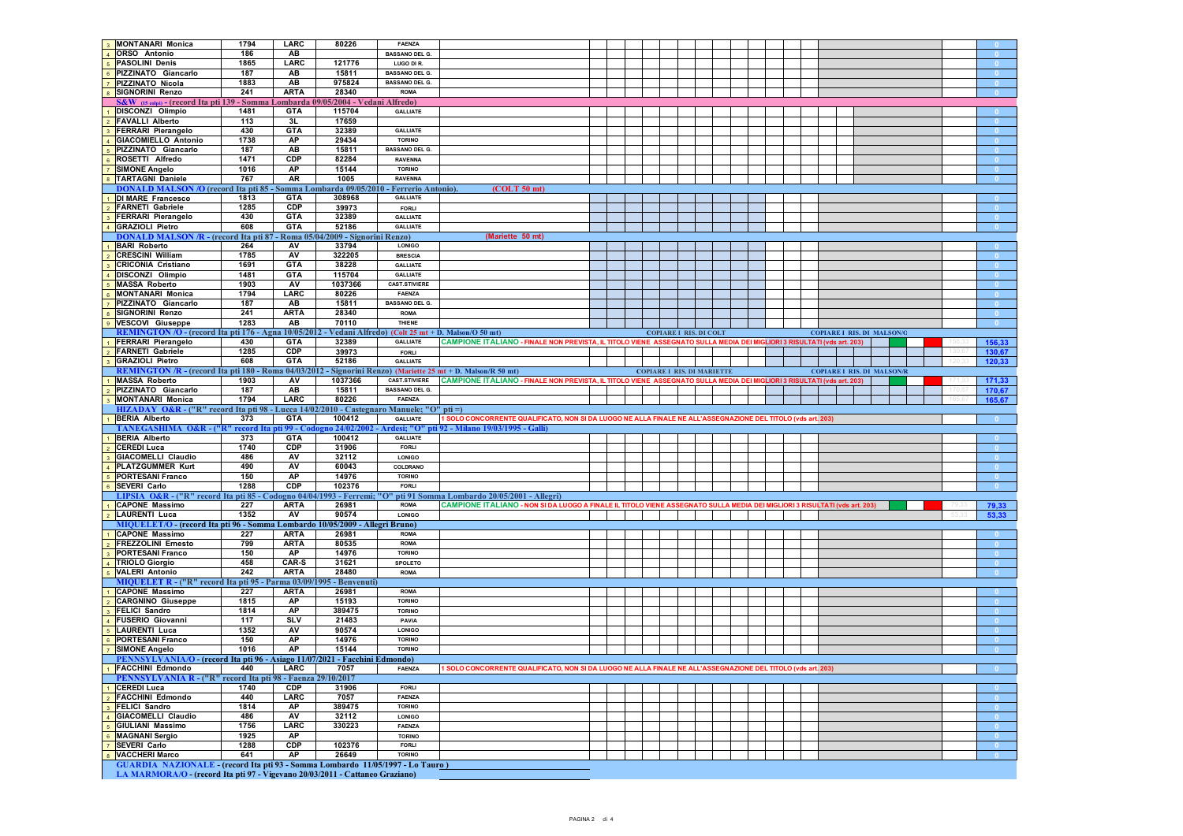| # | Nome | Tess. | Sez. | Matr. | Città | Note | Totale |
|---|---|---|---|---|---|---|---|
| 3 | MONTANARI Monica | 1794 | LARC | 80226 | FAENZA | | 0 |
| 4 | ORSO Antonio | 186 | AB | | BASSANO DEL G. | | 0 |
| 5 | PASOLINI Denis | 1865 | LARC | 121776 | LUGO DI R. | | 0 |
| 6 | PIZZINATO Giancarlo | 187 | AB | 15811 | BASSANO DEL G. | | 0 |
| 7 | PIZZINATO Nicola | 1883 | AB | 975824 | BASSANO DEL G. | | 0 |
| 8 | SIGNORINI Renzo | 241 | ARTA | 28340 | ROMA | | 0 |
| | **S&W (15 colpi) - (record Ita pti 139 - Somma Lombarda 09/05/2004 - Vedani Alfredo)** | | | | | | |
| 1 | DISCONZI Olimpio | 1481 | GTA | 115704 | GALLIATE | | 0 |
| 2 | FAVALLI Alberto | 113 | 3L | 17659 | | | 0 |
| 3 | FERRARI Pierangelo | 430 | GTA | 32389 | GALLIATE | | 0 |
| 4 | GIACOMIELLO Antonio | 1738 | AP | 29434 | TORINO | | 0 |
| 5 | PIZZINATO Giancarlo | 187 | AB | 15811 | BASSANO DEL G. | | 0 |
| 6 | ROSETTI Alfredo | 1471 | CDP | 82284 | RAVENNA | | 0 |
| 7 | SIMONE Angelo | 1016 | AP | 15144 | TORINO | | 0 |
| 8 | TARTAGNI Daniele | 767 | AR | 1005 | RAVENNA | | 0 |
| | **DONALD MALSON /O (record Ita pti 85 - Somma Lombarda 09/05/2010 - Ferrerio Antonio). (COLT 50 mt)** | | | | | | |
| 1 | DI MARE Francesco | 1813 | GTA | 308968 | GALLIATE | | 0 |
| 2 | FARNETI Gabriele | 1285 | CDP | 39973 | FORLI | | 0 |
| 3 | FERRARI Pierangelo | 430 | GTA | 32389 | GALLIATE | | 0 |
| 4 | GRAZIOLI Pietro | 608 | GTA | 52186 | GALLIATE | | 0 |
| | **DONALD MALSON /R - (record Ita pti 87 - Roma 05/04/2009 - Signorini Renzo) (Mariette 50 mt)** | | | | | | |
| 1 | BARI Roberto | 264 | AV | 33794 | LONIGO | | 0 |
| 2 | CRESCINI William | 1785 | AV | 322205 | BRESCIA | | 0 |
| 3 | CRICONIA Cristiano | 1691 | GTA | 38228 | GALLIATE | | 0 |
| 4 | DISCONZI Olimpio | 1481 | GTA | 115704 | GALLIATE | | 0 |
| 5 | MASSA Roberto | 1903 | AV | 1037366 | CAST.STIVIERE | | 0 |
| 6 | MONTANARI Monica | 1794 | LARC | 80226 | FAENZA | | 0 |
| 7 | PIZZINATO Giancarlo | 187 | AB | 15811 | BASSANO DEL G. | | 0 |
| 8 | SIGNORINI Renzo | 241 | ARTA | 28340 | ROMA | | 0 |
| 9 | VESCOVI Giuseppe | 1283 | AB | 70110 | THIENE | | 0 |
| | **REMINGTON /O - (record Ita pti 176 - Agna 10/05/2012 - Vedani Alfredo) (Colt 25 mt + D. Malson/O 50 mt)** — COPIARE I RIS. DI COLT — COPIARE I RIS. DI MALSON/O | | | | | | |
| 1 | FERRARI Pierangelo | 430 | GTA | 32389 | GALLIATE | CAMPIONE ITALIANO - FINALE NON PREVISTA, IL TITOLO VIENE ASSEGNATO SULLA MEDIA DEI MIGLIORI 3 RISULTATI (vds art. 203) | 156,33 |
| 2 | FARNETI Gabriele | 1285 | CDP | 39973 | FORLI | | 130,67 |
| 3 | GRAZIOLI Pietro | 608 | GTA | 52186 | GALLIATE | | 120,33 |
| | **REMINGTON /R - (record Ita pti 180 - Roma 04/03/2012 - Signorini Renzo) (Mariette 25 mt + D. Malson/R 50 mt)** — COPIARE I RIS. DI MARIETTE — COPIARE I RIS. DI MALSON/R | | | | | | |
| 1 | MASSA Roberto | 1903 | AV | 1037366 | CAST.STIVIERE | CAMPIONE ITALIANO - FINALE NON PREVISTA, IL TITOLO VIENE ASSEGNATO SULLA MEDIA DEI MIGLIORI 3 RISULTATI (vds art. 203) | 171,33 |
| 2 | PIZZINATO Giancarlo | 187 | AB | 15811 | BASSANO DEL G. | | 170,67 |
| 3 | MONTANARI Monica | 1794 | LARC | 80226 | FAENZA | | 165,67 |
| | **HIZADAY O&R - ("R" record Ita pti 98 - Lucca 14/02/2010 - Castegnaro Manuele; "O" pti =)** | | | | | | |
| 1 | BERIA Alberto | 373 | GTA | 100412 | GALLIATE | 1 SOLO CONCORRENTE QUALIFICATO, NON SI DA LUOGO NE ALLA FINALE NE ALL'ASSEGNAZIONE DEL TITOLO (vds art. 203) | 0 |
| | **TANEGASHIMA O&R - ("R" record Ita pti 99 - Codogno 24/02/2002 - Ardesi; "O" pti 92 - Milano 19/03/1995 - Galli)** | | | | | | |
| 1 | BERIA Alberto | 373 | GTA | 100412 | GALLIATE | | 0 |
| 2 | CEREDI Luca | 1740 | CDP | 31906 | FORLI | | 0 |
| 3 | GIACOMELLI Claudio | 486 | AV | 32112 | LONIGO | | 0 |
| 4 | PLATZGUMMER Kurt | 490 | AV | 60043 | COLDRANO | | 0 |
| 5 | PORTESANI Franco | 150 | AP | 14976 | TORINO | | 0 |
| 6 | SEVERI Carlo | 1288 | CDP | 102376 | FORLI | | 0 |
| | **LIPSIA O&R - ("R" record Ita pti 85 - Codogno 04/04/1993 - Ferremi; "O" pti 91 Somma Lombardo 20/05/2001 - Allegri)** | | | | | | |
| 1 | CAPONE Massimo | 227 | ARTA | 26981 | ROMA | CAMPIONE ITALIANO - NON SI DA LUOGO A FINALE IL TITOLO VIENE ASSEGNATO SULLA MEDIA DEI MIGLIORI 3 RISULTATI (vds art. 203) | 79,33 |
| 2 | LAURENTI Luca | 1352 | AV | 90574 | LONIGO | | 53,33 |
| | **MIQUELET/O - (record Ita pti 96 - Somma Lombardo 10/05/2009 - Allegri Bruno)** | | | | | | |
| 1 | CAPONE Massimo | 227 | ARTA | 26981 | ROMA | | 0 |
| 2 | FREZZOLINI Ernesto | 799 | ARTA | 80535 | ROMA | | 0 |
| 3 | PORTESANI Franco | 150 | AP | 14976 | TORINO | | 0 |
| 4 | TRIOLO Giorgio | 458 | CAR-S | 31621 | SPOLETO | | 0 |
| 5 | VALERI Antonio | 242 | ARTA | 28480 | ROMA | | 0 |
| | **MIQUELET R - ("R" record Ita pti 95 - Parma 03/09/1995 - Benvenuti)** | | | | | | |
| 1 | CAPONE Massimo | 227 | ARTA | 26981 | ROMA | | 0 |
| 2 | CARGNINO Giuseppe | 1815 | AP | 15193 | TORINO | | 0 |
| 3 | FELICI Sandro | 1814 | AP | 389475 | TORINO | | 0 |
| 4 | FUSERIO Giovanni | 117 | SLV | 21483 | PAVIA | | 0 |
| 5 | LAURENTI Luca | 1352 | AV | 90574 | LONIGO | | 0 |
| 6 | PORTESANI Franco | 150 | AP | 14976 | TORINO | | 0 |
| 7 | SIMONE Angelo | 1016 | AP | 15144 | TORINO | | 0 |
| | **PENNSYLVANIA/O - (record Ita pti 96 - Asiago 11/07/2021 - Facchini Edmondo)** | | | | | | |
| 1 | FACCHINI Edmondo | 440 | LARC | 7057 | FAENZA | 1 SOLO CONCORRENTE QUALIFICATO, NON SI DA LUOGO NE ALLA FINALE NE ALL'ASSEGNAZIONE DEL TITOLO (vds art. 203) | 0 |
| | **PENNSYLVANIA R - ("R" record Ita pti 98 - Faenza 29/10/2017** | | | | | | |
| 1 | CEREDI Luca | 1740 | CDP | 31906 | FORLI | | 0 |
| 2 | FACCHINI Edmondo | 440 | LARC | 7057 | FAENZA | | 0 |
| 3 | FELICI Sandro | 1814 | AP | 389475 | TORINO | | 0 |
| 4 | GIACOMELLI Claudio | 486 | AV | 32112 | LONIGO | | 0 |
| 5 | GIULIANI Massimo | 1756 | LARC | 330223 | FAENZA | | 0 |
| 6 | MAGNANI Sergio | 1925 | AP | | TORINO | | 0 |
| 7 | SEVERI Carlo | 1288 | CDP | 102376 | FORLI | | 0 |
| 8 | VACCHERI Marco | 641 | AP | 26649 | TORINO | | 0 |
| | **GUARDIA NAZIONALE - (record Ita pti 93 - Somma Lombardo 11/05/1997 - Lo Tauro)** | | | | | | |
| | **LA MARMORA/O - (record Ita pti 97 - Vigevano 20/03/2011 - Cattaneo Graziano)** | | | | | | |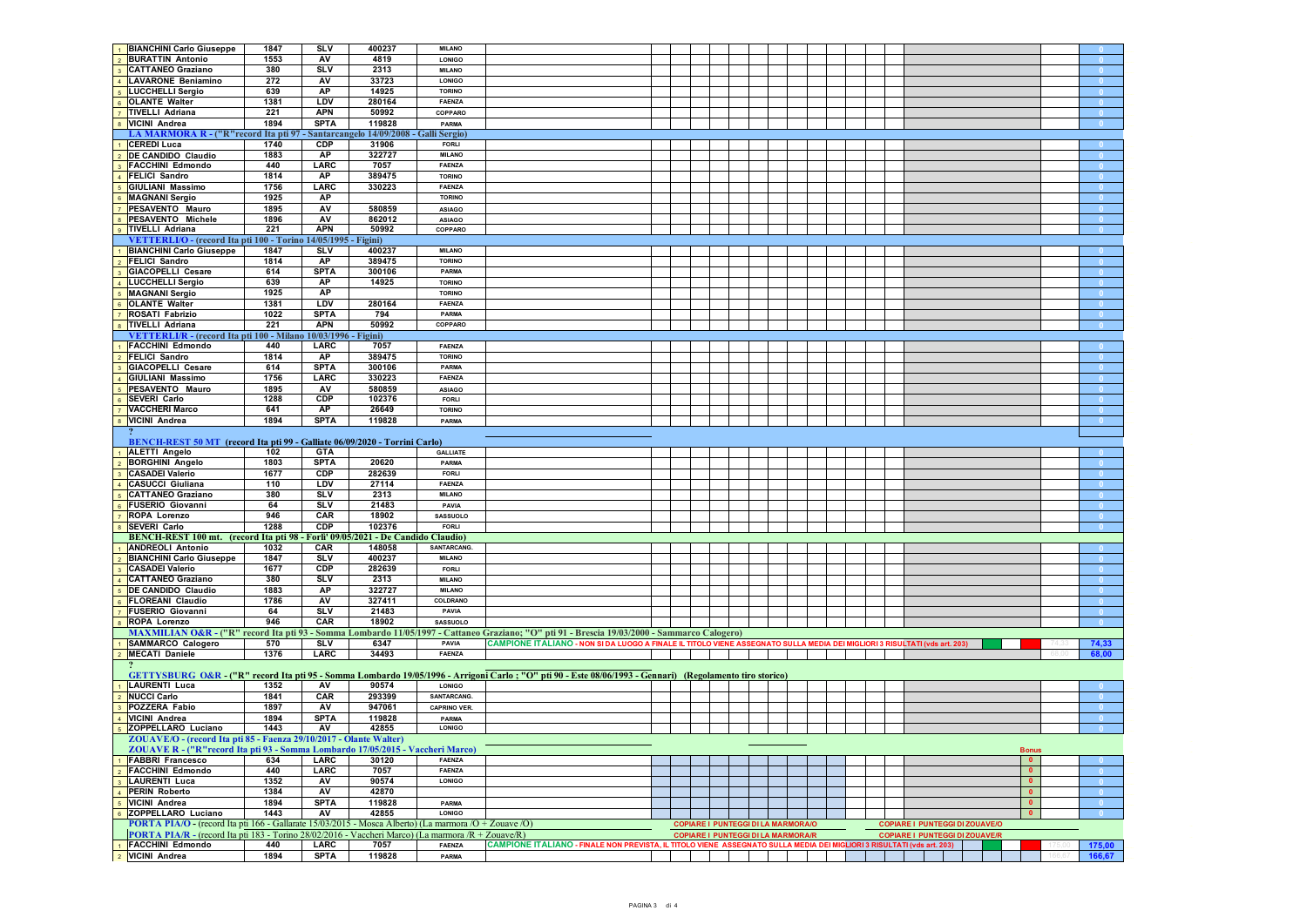| # | Nome | N. | Club | Lic. | Città | Note | Totale |
|---|---|---|---|---|---|---|---|
| 1 | BIANCHINI Carlo Giuseppe | 1847 | SLV | 400237 | MILANO | | 0 |
| 2 | BURATTIN Antonio | 1553 | AV | 4819 | LONIGO | | 0 |
| 3 | CATTANEO Graziano | 380 | SLV | 2313 | MILANO | | 0 |
| 4 | LAVARONE Beniamino | 272 | AV | 33723 | LONIGO | | 0 |
| 5 | LUCCHELLI Sergio | 639 | AP | 14925 | TORINO | | 0 |
| 6 | OLANTE Walter | 1381 | LDV | 280164 | FAENZA | | 0 |
| 7 | TIVELLI Adriana | 221 | APN | 50992 | COPPARO | | 0 |
| 8 | VICINI Andrea | 1894 | SPTA | 119828 | PARMA | | 0 |
| | **LA MARMORA R - ("R"record Ita pti 97 - Santarcangelo 14/09/2008 - Galli Sergio)** | | | | | | |
| 1 | CEREDI Luca | 1740 | CDP | 31906 | FORLI | | 0 |
| 2 | DE CANDIDO Claudio | 1883 | AP | 322727 | MILANO | | 0 |
| 3 | FACCHINI Edmondo | 440 | LARC | 7057 | FAENZA | | 0 |
| 4 | FELICI Sandro | 1814 | AP | 389475 | TORINO | | 0 |
| 5 | GIULIANI Massimo | 1756 | LARC | 330223 | FAENZA | | 0 |
| 6 | MAGNANI Sergio | 1925 | AP | | TORINO | | 0 |
| 7 | PESAVENTO Mauro | 1895 | AV | 580859 | ASIAGO | | 0 |
| 8 | PESAVENTO Michele | 1896 | AV | 862012 | ASIAGO | | 0 |
| 9 | TIVELLI Adriana | 221 | APN | 50992 | COPPARO | | 0 |
| | **VETTERLI/O - (record Ita pti 100 - Torino 14/05/1995 - Figini)** | | | | | | |
| 1 | BIANCHINI Carlo Giuseppe | 1847 | SLV | 400237 | MILANO | | 0 |
| 2 | FELICI Sandro | 1814 | AP | 389475 | TORINO | | 0 |
| 3 | GIACOPELLI Cesare | 614 | SPTA | 300106 | PARMA | | 0 |
| 4 | LUCCHELLI Sergio | 639 | AP | 14925 | TORINO | | 0 |
| 5 | MAGNANI Sergio | 1925 | AP | | TORINO | | 0 |
| 6 | OLANTE Walter | 1381 | LDV | 280164 | FAENZA | | 0 |
| 7 | ROSATI Fabrizio | 1022 | SPTA | 794 | PARMA | | 0 |
| 8 | TIVELLI Adriana | 221 | APN | 50992 | COPPARO | | 0 |
| | **VETTERLI/R - (record Ita pti 100 - Milano 10/03/1996 - Figini)** | | | | | | |
| 1 | FACCHINI Edmondo | 440 | LARC | 7057 | FAENZA | | 0 |
| 2 | FELICI Sandro | 1814 | AP | 389475 | TORINO | | 0 |
| 3 | GIACOPELLI Cesare | 614 | SPTA | 300106 | PARMA | | 0 |
| 4 | GIULIANI Massimo | 1756 | LARC | 330223 | FAENZA | | 0 |
| 5 | PESAVENTO Mauro | 1895 | AV | 580859 | ASIAGO | | 0 |
| 6 | SEVERI Carlo | 1288 | CDP | 102376 | FORLI | | 0 |
| 7 | VACCHERI Marco | 641 | AP | 26649 | TORINO | | 0 |
| 8 | VICINI Andrea | 1894 | SPTA | 119828 | PARMA | | 0 |
| | ? | | | | | | |
| | **BENCH-REST 50 MT (record Ita pti 99 - Galliate 06/09/2020 - Torrini Carlo)** | | | | | | |
| 1 | ALETTI Angelo | 102 | GTA | | GALLIATE | | 0 |
| 2 | BORGHINI Angelo | 1803 | SPTA | 20620 | PARMA | | 0 |
| 3 | CASADEI Valerio | 1677 | CDP | 282639 | FORLI | | 0 |
| 4 | CASUCCI Giuliana | 110 | LDV | 27114 | FAENZA | | 0 |
| 5 | CATTANEO Graziano | 380 | SLV | 2313 | MILANO | | 0 |
| 6 | FUSERIO Giovanni | 64 | SLV | 21483 | PAVIA | | 0 |
| 7 | ROPA Lorenzo | 946 | CAR | 18902 | SASSUOLO | | 0 |
| 8 | SEVERI Carlo | 1288 | CDP | 102376 | FORLI | | 0 |
| | **BENCH-REST 100 mt. (record Ita pti 98 - Forli' 09/05/2021 - De Candido Claudio)** | | | | | | |
| 1 | ANDREOLI Antonio | 1032 | CAR | 148058 | SANTARCANG. | | 0 |
| 2 | BIANCHINI Carlo Giuseppe | 1847 | SLV | 400237 | MILANO | | 0 |
| 3 | CASADEI Valerio | 1677 | CDP | 282639 | FORLI | | 0 |
| 4 | CATTANEO Graziano | 380 | SLV | 2313 | MILANO | | 0 |
| 5 | DE CANDIDO Claudio | 1883 | AP | 322727 | MILANO | | 0 |
| 6 | FLOREANI Claudio | 1786 | AV | 327411 | COLDRANO | | 0 |
| 7 | FUSERIO Giovanni | 64 | SLV | 21483 | PAVIA | | 0 |
| 8 | ROPA Lorenzo | 946 | CAR | 18902 | SASSUOLO | | 0 |
| | **MAXMILIAN O&R - ("R" record Ita pti 93 - Somma Lombardo 11/05/1997 - Cattaneo Graziano; "O" pti 91 - Brescia 19/03/2000 - Sammarco Calogero)** | | | | | | |
| 1 | SAMMARCO Calogero | 570 | SLV | 6347 | PAVIA | CAMPIONE ITALIANO - NON SI DA LUOGO A FINALE IL TITOLO VIENE ASSEGNATO SULLA MEDIA DEI MIGLIORI 3 RISULTATI (vds art. 203) | 74,33 |
| 2 | MECATI Daniele | 1376 | LARC | 34493 | FAENZA | | 68,00 |
| | ? | | | | | | |
| | **GETTYSBURG O&R - ("R" record Ita pti 95 - Somma Lombardo 19/05/1996 - Arrigoni Carlo ; "O" pti 90 - Este 08/06/1993 - Gennari) (Regolamento tiro storico)** | | | | | | |
| 1 | LAURENTI Luca | 1352 | AV | 90574 | LONIGO | | 0 |
| 2 | NUCCI Carlo | 1841 | CAR | 293399 | SANTARCANG. | | 0 |
| 3 | POZZERA Fabio | 1897 | AV | 947061 | CAPRINO VER. | | 0 |
| 4 | VICINI Andrea | 1894 | SPTA | 119828 | PARMA | | 0 |
| 5 | ZOPPELLARO Luciano | 1443 | AV | 42855 | LONIGO | | 0 |
| | **ZOUAVE/O - (record Ita pti 85 - Faenza 29/10/2017 - Olante Walter)** | | | | | | |
| | **ZOUAVE R - ("R"record Ita pti 93 - Somma Lombardo 17/05/2015 - Vaccheri Marco)** | | | | | Bonus | |
| 1 | FABBRI Francesco | 634 | LARC | 30120 | FAENZA | 0 | 0 |
| 2 | FACCHINI Edmondo | 440 | LARC | 7057 | FAENZA | 0 | 0 |
| 3 | LAURENTI Luca | 1352 | AV | 90574 | LONIGO | 0 | 0 |
| 4 | PERIN Roberto | 1384 | AV | 42870 | | 0 | 0 |
| 5 | VICINI Andrea | 1894 | SPTA | 119828 | PARMA | 0 | 0 |
| 6 | ZOPPELLARO Luciano | 1443 | AV | 42855 | LONIGO | 0 | 0 |
| | **PORTA PIA/O - (record Ita pti 166 - Gallarate 15/03/2015 - Mosca Alberto) (La marmora /O + Zouave /O)** | | | | | COPIARE I PUNTEGGI DI LA MARMORA/O — COPIARE I PUNTEGGI DI ZOUAVE/O | |
| | **PORTA PIA/R - (record Ita pti 183 - Torino 28/02/2016 - Vaccheri Marco) (La marmora /R + Zouave/R)** | | | | | COPIARE I PUNTEGGI DI LA MARMORA/R — COPIARE I PUNTEGGI DI ZOUAVE/R | |
| 1 | FACCHINI Edmondo | 440 | LARC | 7057 | FAENZA | CAMPIONE ITALIANO - FINALE NON PREVISTA. IL TITOLO VIENE ASSEGNATO SULLA MEDIA DEI MIGLIORI 3 RISULTATI (vds art. 203) | 175,00 |
| 2 | VICINI Andrea | 1894 | SPTA | 119828 | PARMA | | 166,67 |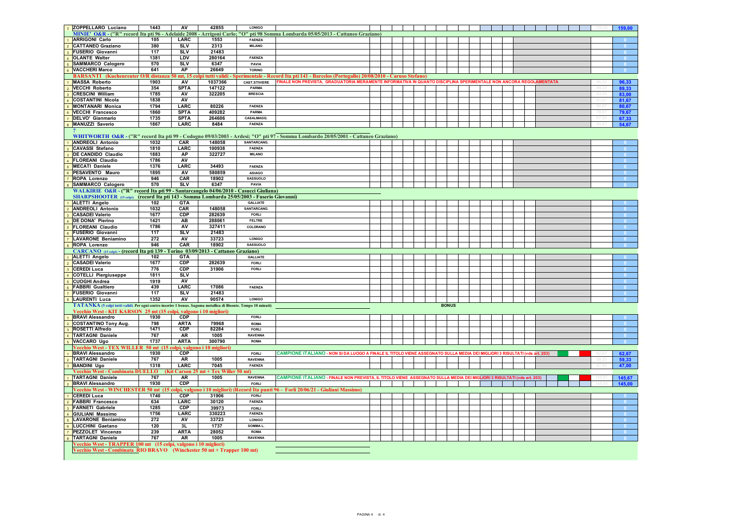| | | | | | | | |
|---|---|---|---|---|---|---|---|
| 3 | ZOPPELLARO Luciano | 1443 | AV | 42855 | LONIGO | | 159,00 |
| **MINIE' O&R - ("R" record Ita pti 96 - Adelaide 2008 - Arrigoni Carlo; "O" pti 98 Somma Lombarda 05/05/2013 - Cattaneo Graziano)** | | | | | | | |
| 1 | ARRIGONI Carlo | 105 | LARC | 1553 | FAENZA | | 0 |
| 2 | CATTANEO Graziano | 380 | SLV | 2313 | MILANO | | 0 |
| 3 | FUSERIO Giovanni | 117 | SLV | 21483 | | | 0 |
| 4 | OLANTE Walter | 1381 | LDV | 280164 | FAENZA | | 0 |
| 5 | SAMMARCO Calogero | 570 | SLV | 6347 | PAVIA | | 0 |
| 6 | VACCHERI Marco | 641 | AP | 26649 | TORINO | | 0 |
| **BARSANTI (Kuchenreuter O/R distanza 50 mt, 15 colpi tutti validi - Sperimentale - Record Ita pti 141 - Barcelos (Portogallo) 20/08/2010 - Caruso Stefano)** | | | | | | | |
| 1 | MASSA Roberto | 1903 | AV | 1037366 | CAST.STIVIERE | FINALE NON PREVISTA, GRADUATORIA MERAMENTE INFORMATIVA IN QUANTO DISCIPLINA SPERIMENTALE NON ANCORA REGOLAMENTATA | 96,33 |
| 2 | VECCHI Roberto | 354 | SPTA | 147122 | PARMA | | 89,33 |
| 3 | CRESCINI William | 1785 | AV | 322205 | BRESCIA | | 83,00 |
| 4 | COSTANTINI Nicola | 1838 | AV | | | | 81,67 |
| 5 | MONTANARI Monica | 1794 | LARC | 80226 | FAENZA | | 80,67 |
| 6 | VECCHI Francesco | 1860 | SPTA | 409282 | PARMA | | 79,67 |
| 7 | DELVO' Gianmario | 1735 | SPTA | 264606 | CASALMAGG. | | 67,33 |
| 8 | MANUZZI Saverio | 1867 | LARC | 8484 | FAENZA | | 54,67 |
| **WHITWORTH O&R - ("R" record Ita pti 99 - Codogno 09/03/2003 - Ardesi; "O" pti 97 - Somma Lombardo 20/05/2001 - Cattaneo Graziano)** | | | | | | | |
| 1 | ANDREOLI Antonio | 1032 | CAR | 148058 | SANTARCANG. | | 0 |
| 2 | CAVASSI Stefano | 1810 | LARC | 100938 | FAENZA | | 0 |
| 3 | DE CANDIDO Claudio | 1883 | AP | 322727 | MILANO | | 0 |
| 4 | FLOREANI Claudio | 1786 | AV | | | | 0 |
| 5 | MECATI Daniele | 1376 | LARC | 34493 | FAENZA | | 0 |
| 6 | PESAVENTO Mauro | 1895 | AV | 580859 | ASIAGO | | 0 |
| 7 | ROPA Lorenzo | 946 | CAR | 18902 | SASSUOLO | | 0 |
| 8 | SAMMARCO Calogero | 570 | SLV | 6347 | PAVIA | | 0 |
| **WALKIRIE O&R - ("R" record Ita pti 99 - Santarcangelo 04/06/2010 - Casucci Giuliana)** | | | | | | | |
| **SHARPSHOOTER (15 colpi) (record Ita pti 143 - Somma Lombarda 25/05/2003 - Fuserio Giovanni)** | | | | | | | |
| 1 | ALETTI Angelo | 102 | GTA | | GALLIATE | | 0 |
| 2 | ANDREOLI Antonio | 1032 | CAR | 148058 | SANTARCANG. | | 0 |
| 3 | CASADEI Valerio | 1677 | CDP | 282639 | FORLI | | 0 |
| 4 | DE DONA' Pierino | 1421 | AB | 288061 | FELTRE | | 0 |
| 5 | FLOREANI Claudio | 1786 | AV | 327411 | COLDRANO | | 0 |
| 6 | FUSERIO Giovanni | 117 | SLV | 21483 | | | 0 |
| 7 | LAVARONE Beniamino | 272 | AV | 33723 | LONIGO | | 0 |
| 8 | ROPA Lorenzo | 946 | CAR | 18902 | SASSUOLO | | 0 |
| **CARCANO (15 colpi) - (record Ita pti 139 - Torino 03/09/2013 - Cattaneo Graziano)** | | | | | | | |
| 1 | ALETTI Angelo | 102 | GTA | | GALLIATE | | 0 |
| 2 | CASADEI Valerio | 1677 | CDP | 282639 | FORLI | | 0 |
| 3 | CEREDI Luca | 776 | CDP | 31906 | FORLI | | 0 |
| 4 | COTELLI Piergiuseppe | 1811 | SLV | | | | 0 |
| 5 | CUOGHI Andrea | 1919 | AV | | | | 0 |
| 6 | FABBRI Gualtiero | 439 | LARC | 17086 | FAENZA | | 0 |
| 7 | FUSERIO Giovanni | 117 | SLV | 21483 | | | 0 |
| 8 | LAURENTI Luca | 1352 | AV | 90574 | LONIGO | | 0 |
| **TATANKA (5 colpi tutti validi. Per ogni centro inserire 1 bonus. Sagoma metallica di Bisonte. Tempo 10 minuti)** | | | | | | BONUS | |
| **Vecchio West - KIT KARSON 25 mt (15 colpi, valgono i 10 migliori)** | | | | | | | |
| 1 | BRAVI Alessandro | 1930 | CDP | | FORLI | | 0 |
| 2 | COSTANTINO Tony Aug. | 798 | ARTA | 79968 | ROMA | | 0 |
| 3 | ROSETTI Alfredo | 1471 | CDP | 82284 | FORLI | | 0 |
| 4 | TARTAGNI Daniele | 767 | AR | 1005 | RAVENNA | | 0 |
| 5 | VACCARO Ugo | 1737 | ARTA | 300790 | ROMA | | 0 |
| **Vecchio West - TEX WILLER 50 mt (15 colpi, valgono i 10 migliori)** | | | | | | | |
| 1 | BRAVI Alessandro | 1930 | CDP | | FORLI | CAMPIONE ITALIANO - NON SI DA LUOGO A FINALE IL TITOLO VIENE ASSEGNATO SULLA MEDIA DEI MIGLIORI 3 RISULTATI (vds art. 203) | 62,67 |
| 2 | TARTAGNI Daniele | 767 | AR | 1005 | RAVENNA | | 59,33 |
| 3 | BANDINI Ugo | 1318 | LARC | 7045 | FAENZA | | 47,00 |
| **Vecchio West - Combinata DUELLO (Kit Carson 25 mt + Tex Willer 50 mt)** | | | | | | | |
| 1 | TARTAGNI Daniele | 767 | AR | 1005 | RAVENNA | CAMPIONE ITALIANO - FINALE NON PREVISTA, IL TITOLO VIENE ASSEGNATO SULLA MEDIA DEI MIGLIORI 3 RISULTATI (vds art. 203) | 145,67 |
| 2 | BRAVI Alessandro | 1930 | CDP | | FORLI | | 145,00 |
| **Vecchio West - WINCHESTER 50 mt (15 colpi, valgono i 10 migliori) (Record Ita punti 96 - Forlì 20/06/21 - Giuliani Massimo)** | | | | | | | |
| 1 | CEREDI Luca | 1740 | CDP | 31906 | FORLI | | 0 |
| 2 | FABBRI Francesco | 634 | LARC | 30120 | FAENZA | | 0 |
| 3 | FARNETI Gabriele | 1285 | CDP | 39973 | FORLI | | 0 |
| 4 | GIULIANI Massimo | 1756 | LARC | 330223 | FAENZA | | 0 |
| 5 | LAVARONE Beniamino | 272 | AV | 33723 | LONIGO | | 0 |
| 6 | LUCCHINI Gaetano | 120 | 3L | 1737 | SOMMA L. | | 0 |
| 7 | PEZZOLET Vincenzo | 239 | ARTA | 28052 | ROMA | | 0 |
| 8 | TARTAGNI Daniele | 767 | AR | 1005 | RAVENNA | | 0 |
| **Vecchio West - TRAPPER 100 mt (15 colpi, valgono i 10 migliori)** | | | | | | | |
| **Vecchio West - Combinata RIO BRAVO (Winchester 50 mt + Trapper 100 mt)** | | | | | | | |